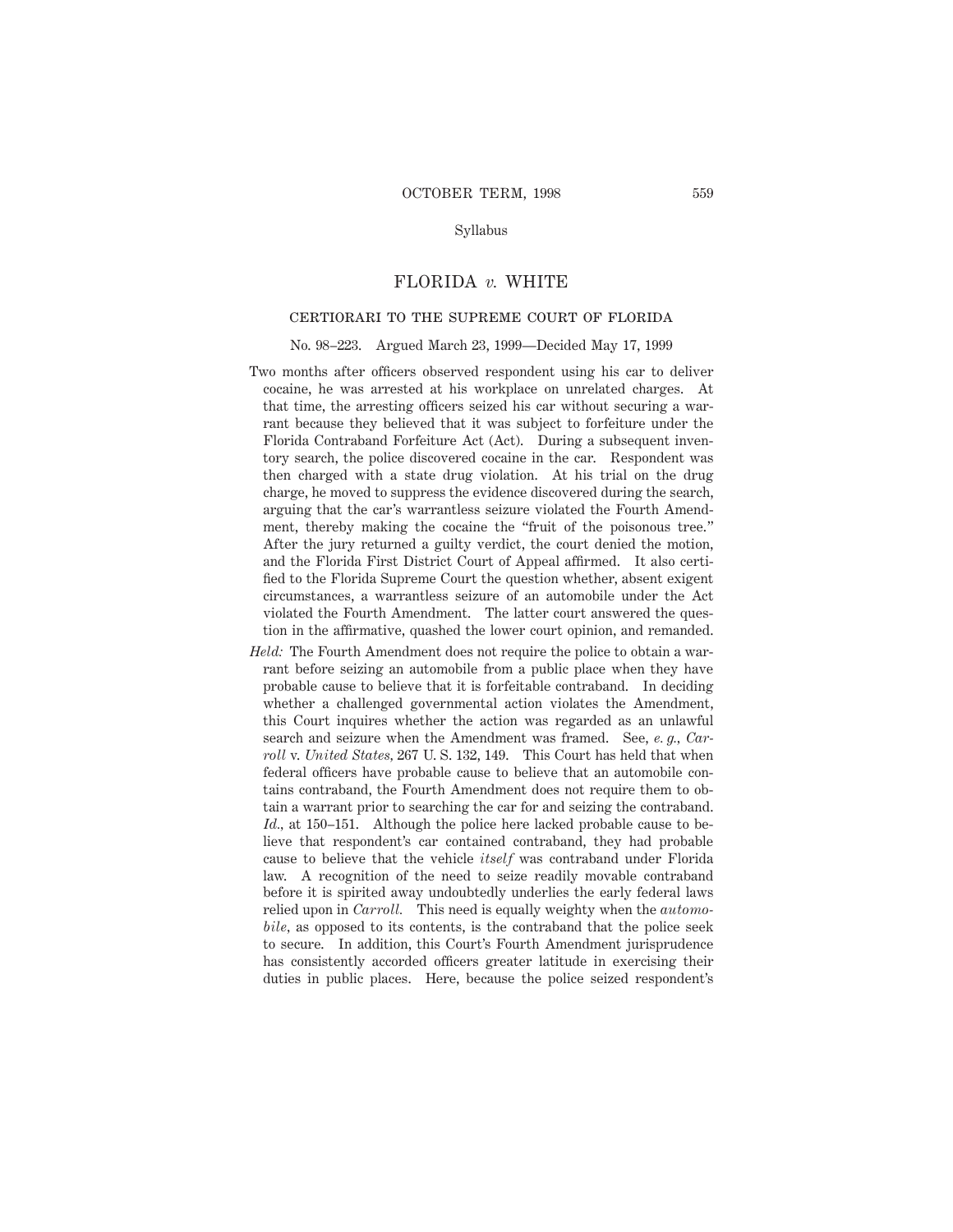Syllabus

# FLORIDA *v.* WHITE

## CERTIORARI TO THE SUPREME COURT OF FLORIDA

No. 98–223. Argued March 23, 1999—Decided May 17, 1999

Two months after officers observed respondent using his car to deliver cocaine, he was arrested at his workplace on unrelated charges. At that time, the arresting officers seized his car without securing a warrant because they believed that it was subject to forfeiture under the Florida Contraband Forfeiture Act (Act). During a subsequent inventory search, the police discovered cocaine in the car. Respondent was then charged with a state drug violation. At his trial on the drug charge, he moved to suppress the evidence discovered during the search, arguing that the car's warrantless seizure violated the Fourth Amendment, thereby making the cocaine the "fruit of the poisonous tree." After the jury returned a guilty verdict, the court denied the motion, and the Florida First District Court of Appeal affirmed. It also certified to the Florida Supreme Court the question whether, absent exigent circumstances, a warrantless seizure of an automobile under the Act violated the Fourth Amendment. The latter court answered the question in the affirmative, quashed the lower court opinion, and remanded.

*Held:* The Fourth Amendment does not require the police to obtain a warrant before seizing an automobile from a public place when they have probable cause to believe that it is forfeitable contraband. In deciding whether a challenged governmental action violates the Amendment, this Court inquires whether the action was regarded as an unlawful search and seizure when the Amendment was framed. See, *e. g., Carroll* v. *United States,* 267 U. S. 132, 149. This Court has held that when federal officers have probable cause to believe that an automobile contains contraband, the Fourth Amendment does not require them to obtain a warrant prior to searching the car for and seizing the contraband. *Id.,* at 150–151. Although the police here lacked probable cause to believe that respondent's car contained contraband, they had probable cause to believe that the vehicle *itself* was contraband under Florida law. A recognition of the need to seize readily movable contraband before it is spirited away undoubtedly underlies the early federal laws relied upon in *Carroll.* This need is equally weighty when the *automobile,* as opposed to its contents, is the contraband that the police seek to secure. In addition, this Court's Fourth Amendment jurisprudence has consistently accorded officers greater latitude in exercising their duties in public places. Here, because the police seized respondent's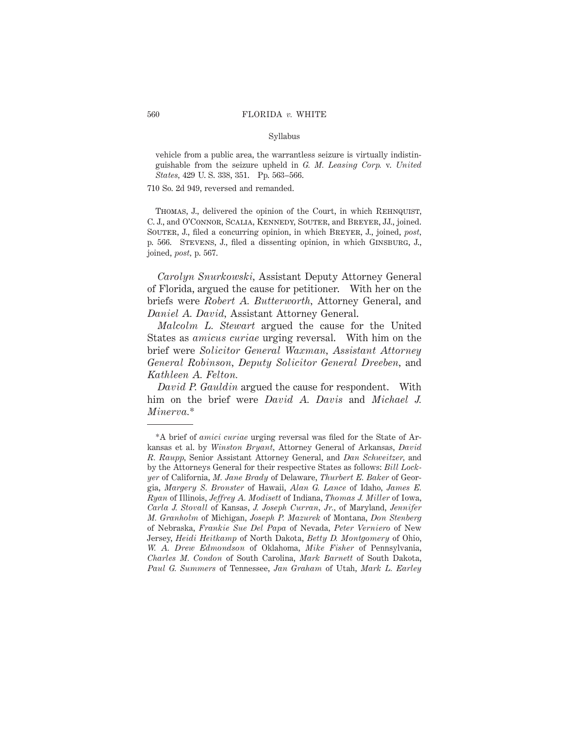Syllabus

vehicle from a public area, the warrantless seizure is virtually indistinguishable from the seizure upheld in *G. M. Leasing Corp.* v. *United States,* 429 U. S. 338, 351. Pp. 563–566.

710 So. 2d 949, reversed and remanded.

Thomas, J., delivered the opinion of the Court, in which Rehnquist, C. J., and O'Connor, Scalia, Kennedy, Souter, and Breyer, JJ., joined. Souter, J., filed a concurring opinion, in which Breyer, J., joined, *post,* p. 566. Stevens, J., filed a dissenting opinion, in which Ginsburg, J., joined, *post,* p. 567.

*Carolyn Snurkowski,* Assistant Deputy Attorney General of Florida, argued the cause for petitioner. With her on the briefs were *Robert A. Butterworth,* Attorney General, and *Daniel A. David,* Assistant Attorney General.

*Malcolm L. Stewart* argued the cause for the United States as *amicus curiae* urging reversal. With him on the brief were *Solicitor General Waxman, Assistant Attorney General Robinson, Deputy Solicitor General Dreeben,* and *Kathleen A. Felton.*

*David P. Gauldin* argued the cause for respondent. With him on the brief were *David A. Davis* and *Michael J. Minerva.*\*

---

\*A brief of *amici curiae* urging reversal was filed for the State of Arkansas et al. by *Winston Bryant,* Attorney General of Arkansas, *David R. Raupp,* Senior Assistant Attorney General, and *Dan Schweitzer,* and by the Attorneys General for their respective States as follows: *Bill Lockyer* of California, *M. Jane Brady* of Delaware, *Thurbert E. Baker* of Georgia, *Margery S. Bronster* of Hawaii, *Alan G. Lance* of Idaho, *James E. Ryan* of Illinois, *Jeffrey A. Modisett* of Indiana, *Thomas J. Miller* of Iowa, *Carla J. Stovall* of Kansas, *J. Joseph Curran, Jr.,* of Maryland, *Jennifer M. Granholm* of Michigan, *Joseph P. Mazurek* of Montana, *Don Stenberg* of Nebraska, *Frankie Sue Del Papa* of Nevada, *Peter Verniero* of New Jersey, *Heidi Heitkamp* of North Dakota, *Betty D. Montgomery* of Ohio, *W. A. Drew Edmondson* of Oklahoma, *Mike Fisher* of Pennsylvania, *Charles M. Condon* of South Carolina, *Mark Barnett* of South Dakota, *Paul G. Summers* of Tennessee, *Jan Graham* of Utah, *Mark L. Earley*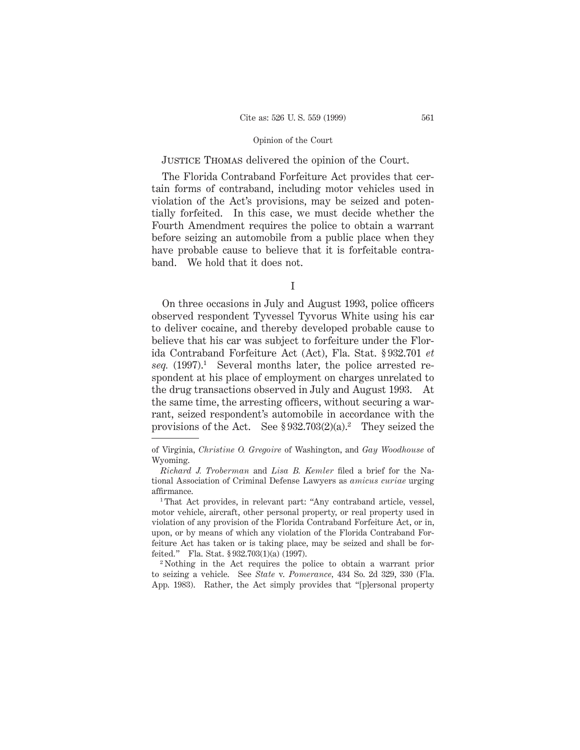JUSTICE THOMAS delivered the opinion of the Court.

The Florida Contraband Forfeiture Act provides that certain forms of contraband, including motor vehicles used in violation of the Act's provisions, may be seized and potentially forfeited. In this case, we must decide whether the Fourth Amendment requires the police to obtain a warrant before seizing an automobile from a public place when they have probable cause to believe that it is forfeitable contraband. We hold that it does not.

I

On three occasions in July and August 1993, police officers observed respondent Tyvessel Tyvorus White using his car to deliver cocaine, and thereby developed probable cause to believe that his car was subject to forfeiture under the Florida Contraband Forfeiture Act (Act), Fla. Stat. § 932.701 *et seq.* (1997).[1] Several months later, the police arrested respondent at his place of employment on charges unrelated to the drug transactions observed in July and August 1993. At the same time, the arresting officers, without securing a warrant, seized respondent's automobile in accordance with the provisions of the Act. See § 932.703(2)(a).[2] They seized the

---

of Virginia, *Christine O. Gregoire* of Washington, and *Gay Woodhouse* of Wyoming.

*Richard J. Troberman* and *Lisa B. Kemler* filed a brief for the National Association of Criminal Defense Lawyers as *amicus curiae* urging affirmance.

[1] That Act provides, in relevant part: "Any contraband article, vessel, motor vehicle, aircraft, other personal property, or real property used in violation of any provision of the Florida Contraband Forfeiture Act, or in, upon, or by means of which any violation of the Florida Contraband Forfeiture Act has taken or is taking place, may be seized and shall be forfeited." Fla. Stat. § 932.703(1)(a) (1997).

[2] Nothing in the Act requires the police to obtain a warrant prior to seizing a vehicle. See *State* v. *Pomerance*, 434 So. 2d 329, 330 (Fla. App. 1983). Rather, the Act simply provides that "[p]ersonal property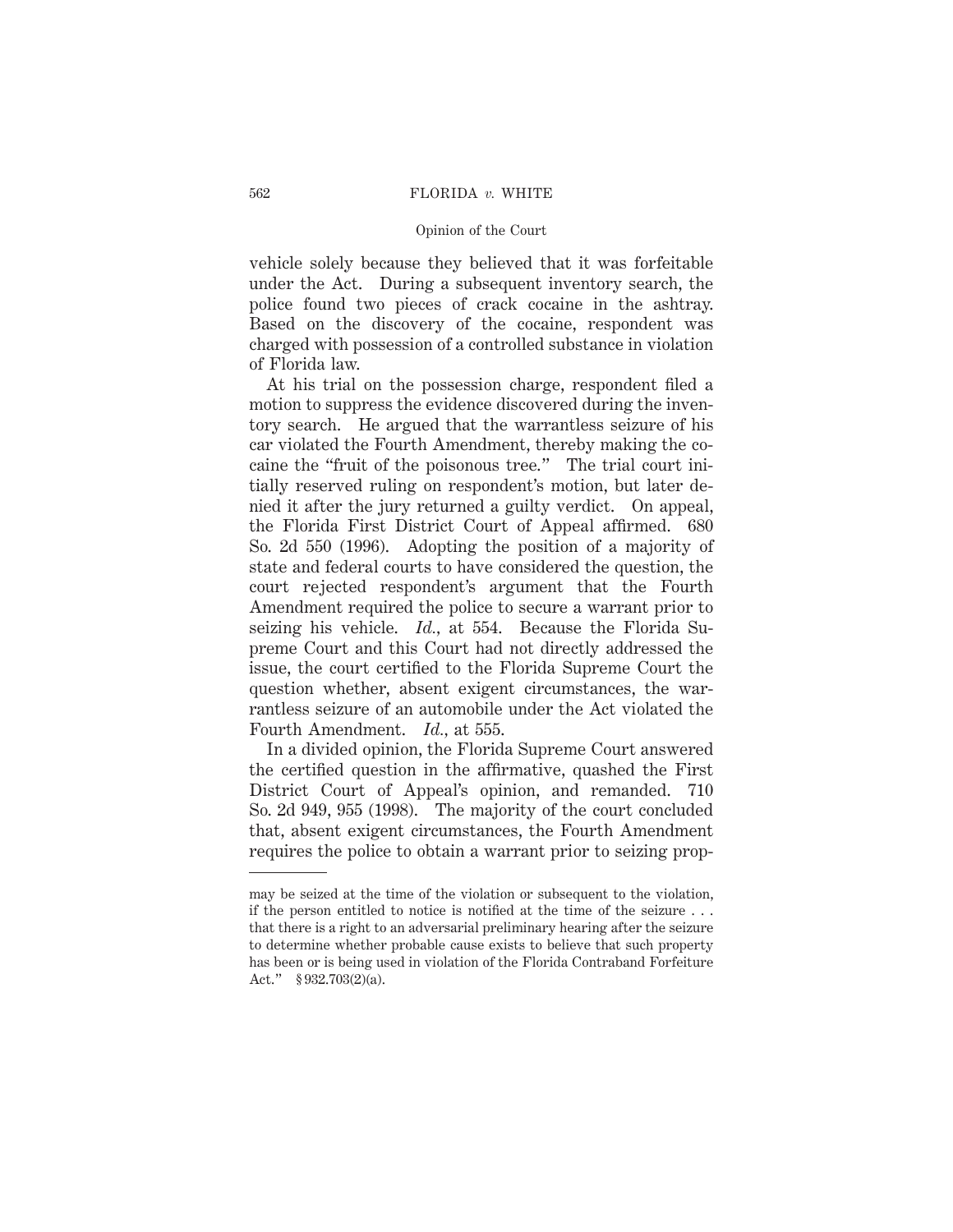vehicle solely because they believed that it was forfeitable under the Act. During a subsequent inventory search, the police found two pieces of crack cocaine in the ashtray. Based on the discovery of the cocaine, respondent was charged with possession of a controlled substance in violation of Florida law.

At his trial on the possession charge, respondent filed a motion to suppress the evidence discovered during the inventory search. He argued that the warrantless seizure of his car violated the Fourth Amendment, thereby making the cocaine the "fruit of the poisonous tree." The trial court initially reserved ruling on respondent's motion, but later denied it after the jury returned a guilty verdict. On appeal, the Florida First District Court of Appeal affirmed. 680 So. 2d 550 (1996). Adopting the position of a majority of state and federal courts to have considered the question, the court rejected respondent's argument that the Fourth Amendment required the police to secure a warrant prior to seizing his vehicle. *Id.*, at 554. Because the Florida Supreme Court and this Court had not directly addressed the issue, the court certified to the Florida Supreme Court the question whether, absent exigent circumstances, the warrantless seizure of an automobile under the Act violated the Fourth Amendment. *Id.*, at 555.

In a divided opinion, the Florida Supreme Court answered the certified question in the affirmative, quashed the First District Court of Appeal's opinion, and remanded. 710 So. 2d 949, 955 (1998). The majority of the court concluded that, absent exigent circumstances, the Fourth Amendment requires the police to obtain a warrant prior to seizing prop-

---

may be seized at the time of the violation or subsequent to the violation, if the person entitled to notice is notified at the time of the seizure . . . that there is a right to an adversarial preliminary hearing after the seizure to determine whether probable cause exists to believe that such property has been or is being used in violation of the Florida Contraband Forfeiture Act." § 932.703(2)(a).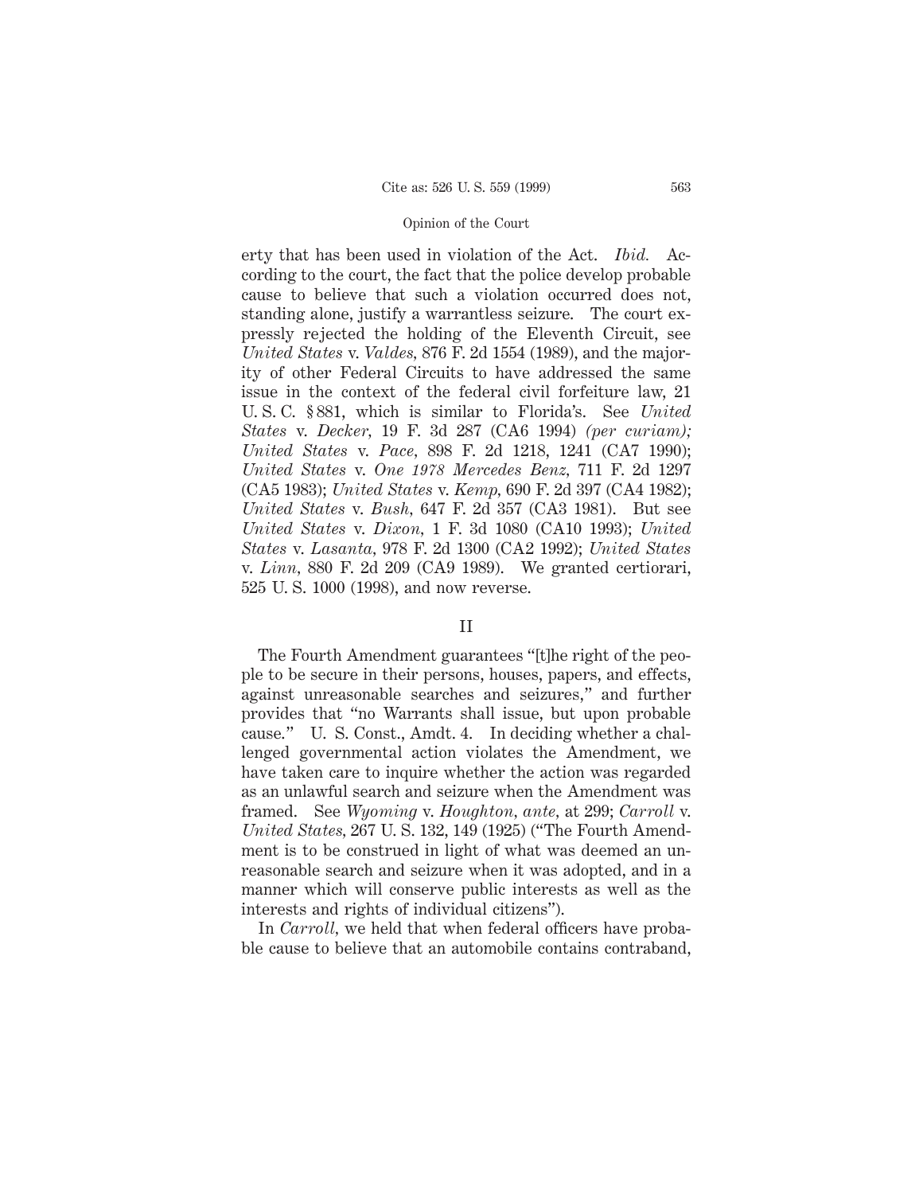erty that has been used in violation of the Act. *Ibid.* According to the court, the fact that the police develop probable cause to believe that such a violation occurred does not, standing alone, justify a warrantless seizure. The court expressly rejected the holding of the Eleventh Circuit, see *United States* v. *Valdes,* 876 F. 2d 1554 (1989), and the majority of other Federal Circuits to have addressed the same issue in the context of the federal civil forfeiture law, 21 U. S. C. § 881, which is similar to Florida's. See *United States* v. *Decker,* 19 F. 3d 287 (CA6 1994) *(per curiam); United States* v. *Pace,* 898 F. 2d 1218, 1241 (CA7 1990); *United States* v. *One 1978 Mercedes Benz,* 711 F. 2d 1297 (CA5 1983); *United States* v. *Kemp,* 690 F. 2d 397 (CA4 1982); *United States* v. *Bush,* 647 F. 2d 357 (CA3 1981). But see *United States* v. *Dixon,* 1 F. 3d 1080 (CA10 1993); *United States* v. *Lasanta,* 978 F. 2d 1300 (CA2 1992); *United States* v. *Linn,* 880 F. 2d 209 (CA9 1989). We granted certiorari, 525 U. S. 1000 (1998), and now reverse.

## II

The Fourth Amendment guarantees "[t]he right of the people to be secure in their persons, houses, papers, and effects, against unreasonable searches and seizures," and further provides that "no Warrants shall issue, but upon probable cause." U. S. Const., Amdt. 4. In deciding whether a challenged governmental action violates the Amendment, we have taken care to inquire whether the action was regarded as an unlawful search and seizure when the Amendment was framed. See *Wyoming* v. *Houghton, ante,* at 299; *Carroll* v. *United States,* 267 U. S. 132, 149 (1925) ("The Fourth Amendment is to be construed in light of what was deemed an unreasonable search and seizure when it was adopted, and in a manner which will conserve public interests as well as the interests and rights of individual citizens").

In *Carroll,* we held that when federal officers have probable cause to believe that an automobile contains contraband,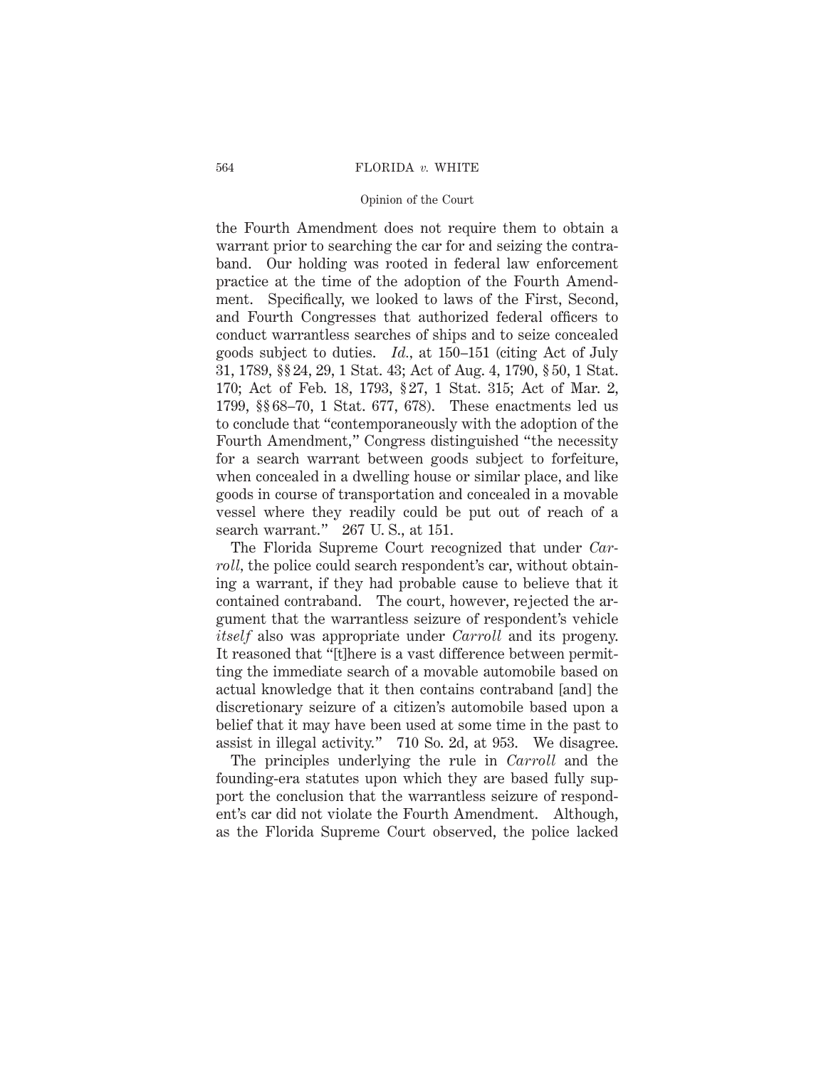the Fourth Amendment does not require them to obtain a warrant prior to searching the car for and seizing the contraband. Our holding was rooted in federal law enforcement practice at the time of the adoption of the Fourth Amendment. Specifically, we looked to laws of the First, Second, and Fourth Congresses that authorized federal officers to conduct warrantless searches of ships and to seize concealed goods subject to duties. *Id.*, at 150–151 (citing Act of July 31, 1789, §§ 24, 29, 1 Stat. 43; Act of Aug. 4, 1790, § 50, 1 Stat. 170; Act of Feb. 18, 1793, § 27, 1 Stat. 315; Act of Mar. 2, 1799, §§ 68–70, 1 Stat. 677, 678). These enactments led us to conclude that "contemporaneously with the adoption of the Fourth Amendment," Congress distinguished "the necessity for a search warrant between goods subject to forfeiture, when concealed in a dwelling house or similar place, and like goods in course of transportation and concealed in a movable vessel where they readily could be put out of reach of a search warrant." 267 U. S., at 151.

The Florida Supreme Court recognized that under *Carroll*, the police could search respondent's car, without obtaining a warrant, if they had probable cause to believe that it contained contraband. The court, however, rejected the argument that the warrantless seizure of respondent's vehicle *itself* also was appropriate under *Carroll* and its progeny. It reasoned that "[t]here is a vast difference between permitting the immediate search of a movable automobile based on actual knowledge that it then contains contraband [and] the discretionary seizure of a citizen's automobile based upon a belief that it may have been used at some time in the past to assist in illegal activity." 710 So. 2d, at 953. We disagree.

The principles underlying the rule in *Carroll* and the founding-era statutes upon which they are based fully support the conclusion that the warrantless seizure of respondent's car did not violate the Fourth Amendment. Although, as the Florida Supreme Court observed, the police lacked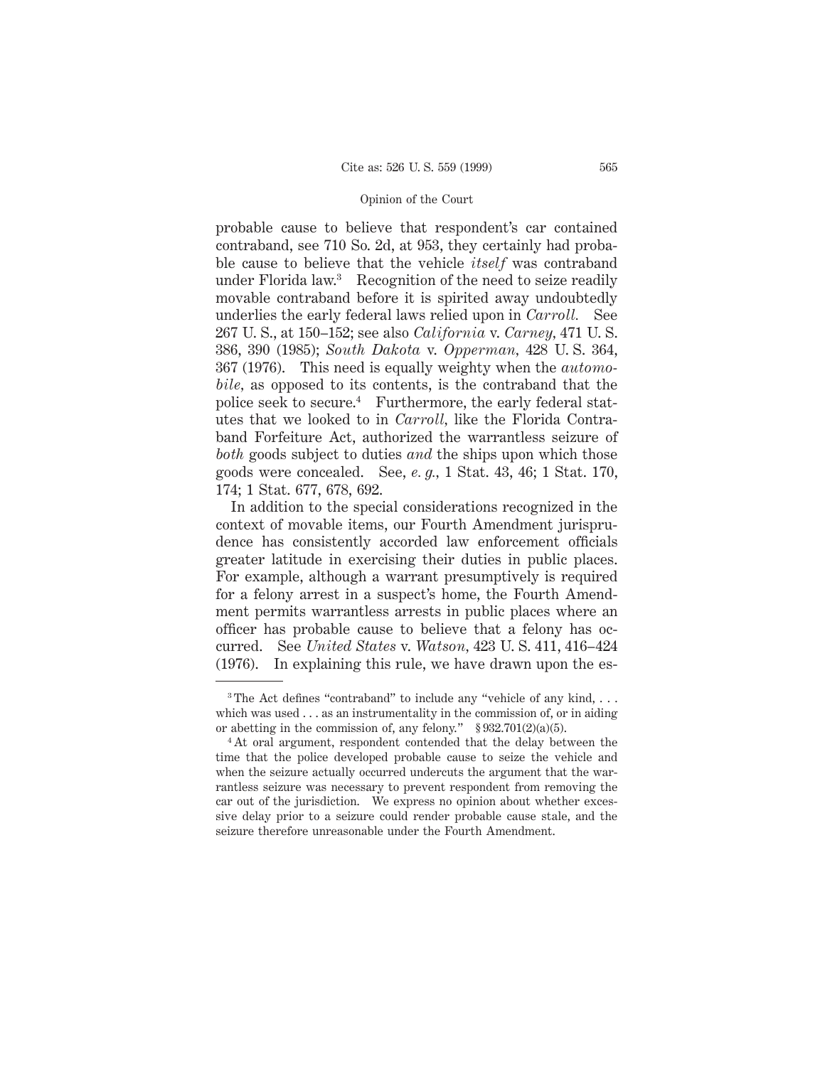probable cause to believe that respondent's car contained contraband, see 710 So. 2d, at 953, they certainly had probable cause to believe that the vehicle *itself* was contraband under Florida law.[3] Recognition of the need to seize readily movable contraband before it is spirited away undoubtedly underlies the early federal laws relied upon in *Carroll.* See 267 U. S., at 150–152; see also *California* v. *Carney,* 471 U. S. 386, 390 (1985); *South Dakota* v. *Opperman,* 428 U. S. 364, 367 (1976). This need is equally weighty when the *automobile,* as opposed to its contents, is the contraband that the police seek to secure.[4] Furthermore, the early federal statutes that we looked to in *Carroll,* like the Florida Contraband Forfeiture Act, authorized the warrantless seizure of *both* goods subject to duties *and* the ships upon which those goods were concealed. See, *e. g.,* 1 Stat. 43, 46; 1 Stat. 170, 174; 1 Stat. 677, 678, 692.

In addition to the special considerations recognized in the context of movable items, our Fourth Amendment jurisprudence has consistently accorded law enforcement officials greater latitude in exercising their duties in public places. For example, although a warrant presumptively is required for a felony arrest in a suspect's home, the Fourth Amendment permits warrantless arrests in public places where an officer has probable cause to believe that a felony has occurred. See *United States* v. *Watson,* 423 U. S. 411, 416–424 (1976). In explaining this rule, we have drawn upon the es-

---

[3] The Act defines "contraband" to include any "vehicle of any kind, . . . which was used . . . as an instrumentality in the commission of, or in aiding or abetting in the commission of, any felony." § 932.701(2)(a)(5).

[4] At oral argument, respondent contended that the delay between the time that the police developed probable cause to seize the vehicle and when the seizure actually occurred undercuts the argument that the warrantless seizure was necessary to prevent respondent from removing the car out of the jurisdiction. We express no opinion about whether excessive delay prior to a seizure could render probable cause stale, and the seizure therefore unreasonable under the Fourth Amendment.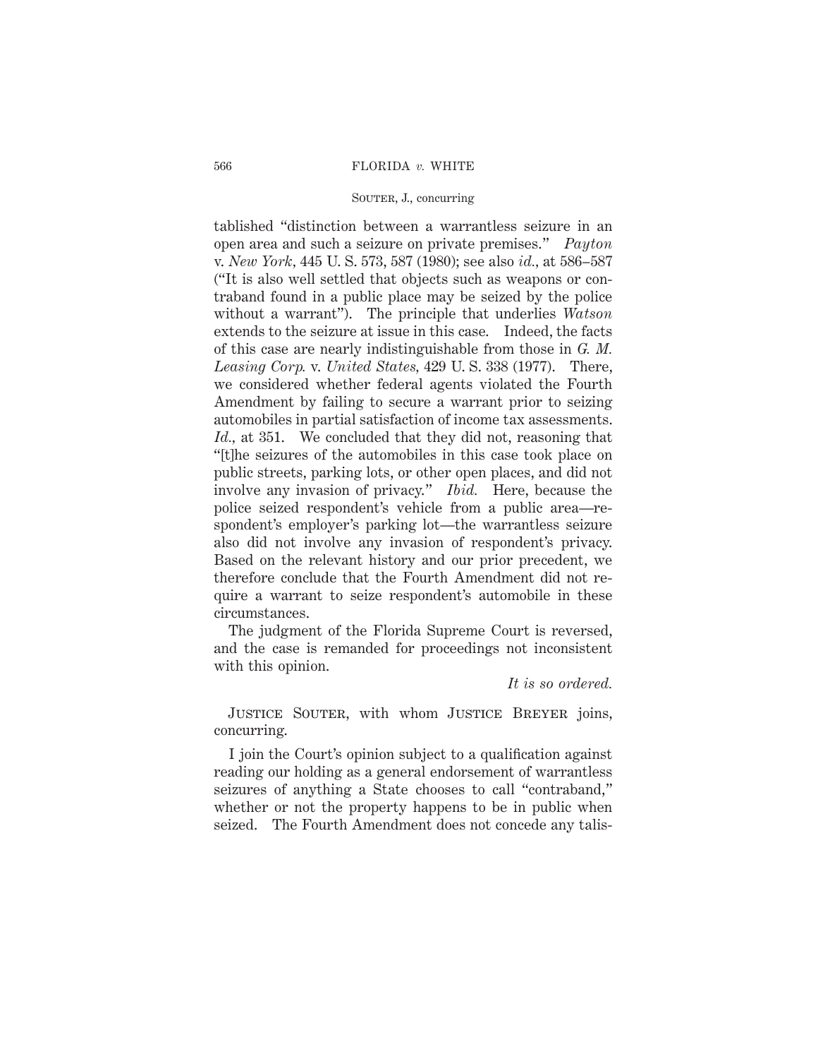tablished "distinction between a warrantless seizure in an open area and such a seizure on private premises." *Payton* v. *New York*, 445 U. S. 573, 587 (1980); see also *id.*, at 586–587 ("It is also well settled that objects such as weapons or contraband found in a public place may be seized by the police without a warrant"). The principle that underlies *Watson* extends to the seizure at issue in this case. Indeed, the facts of this case are nearly indistinguishable from those in *G. M. Leasing Corp.* v. *United States*, 429 U. S. 338 (1977). There, we considered whether federal agents violated the Fourth Amendment by failing to secure a warrant prior to seizing automobiles in partial satisfaction of income tax assessments. *Id.*, at 351. We concluded that they did not, reasoning that "[t]he seizures of the automobiles in this case took place on public streets, parking lots, or other open places, and did not involve any invasion of privacy." *Ibid.* Here, because the police seized respondent's vehicle from a public area—respondent's employer's parking lot—the warrantless seizure also did not involve any invasion of respondent's privacy. Based on the relevant history and our prior precedent, we therefore conclude that the Fourth Amendment did not require a warrant to seize respondent's automobile in these circumstances.

The judgment of the Florida Supreme Court is reversed, and the case is remanded for proceedings not inconsistent with this opinion.

*It is so ordered.*

JUSTICE SOUTER, with whom JUSTICE BREYER joins, concurring.

I join the Court's opinion subject to a qualification against reading our holding as a general endorsement of warrantless seizures of anything a State chooses to call "contraband," whether or not the property happens to be in public when seized. The Fourth Amendment does not concede any talis-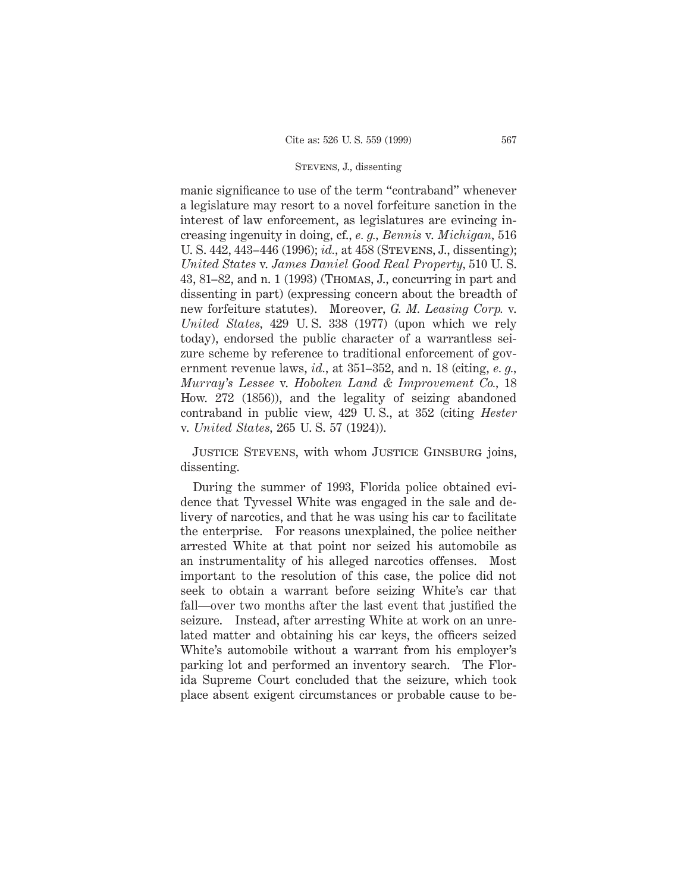manic significance to use of the term "contraband" whenever a legislature may resort to a novel forfeiture sanction in the interest of law enforcement, as legislatures are evincing increasing ingenuity in doing, cf., *e. g., Bennis* v. *Michigan*, 516 U. S. 442, 443–446 (1996); *id.*, at 458 (Stevens, J., dissenting); *United States* v. *James Daniel Good Real Property*, 510 U. S. 43, 81–82, and n. 1 (1993) (Thomas, J., concurring in part and dissenting in part) (expressing concern about the breadth of new forfeiture statutes). Moreover, *G. M. Leasing Corp.* v. *United States*, 429 U. S. 338 (1977) (upon which we rely today), endorsed the public character of a warrantless seizure scheme by reference to traditional enforcement of government revenue laws, *id.*, at 351–352, and n. 18 (citing, *e. g., Murray's Lessee* v. *Hoboken Land & Improvement Co.*, 18 How. 272 (1856)), and the legality of seizing abandoned contraband in public view, 429 U. S., at 352 (citing *Hester* v. *United States*, 265 U. S. 57 (1924)).

Justice Stevens, with whom Justice Ginsburg joins, dissenting.

During the summer of 1993, Florida police obtained evidence that Tyvessel White was engaged in the sale and delivery of narcotics, and that he was using his car to facilitate the enterprise. For reasons unexplained, the police neither arrested White at that point nor seized his automobile as an instrumentality of his alleged narcotics offenses. Most important to the resolution of this case, the police did not seek to obtain a warrant before seizing White's car that fall—over two months after the last event that justified the seizure. Instead, after arresting White at work on an unrelated matter and obtaining his car keys, the officers seized White's automobile without a warrant from his employer's parking lot and performed an inventory search. The Florida Supreme Court concluded that the seizure, which took place absent exigent circumstances or probable cause to be-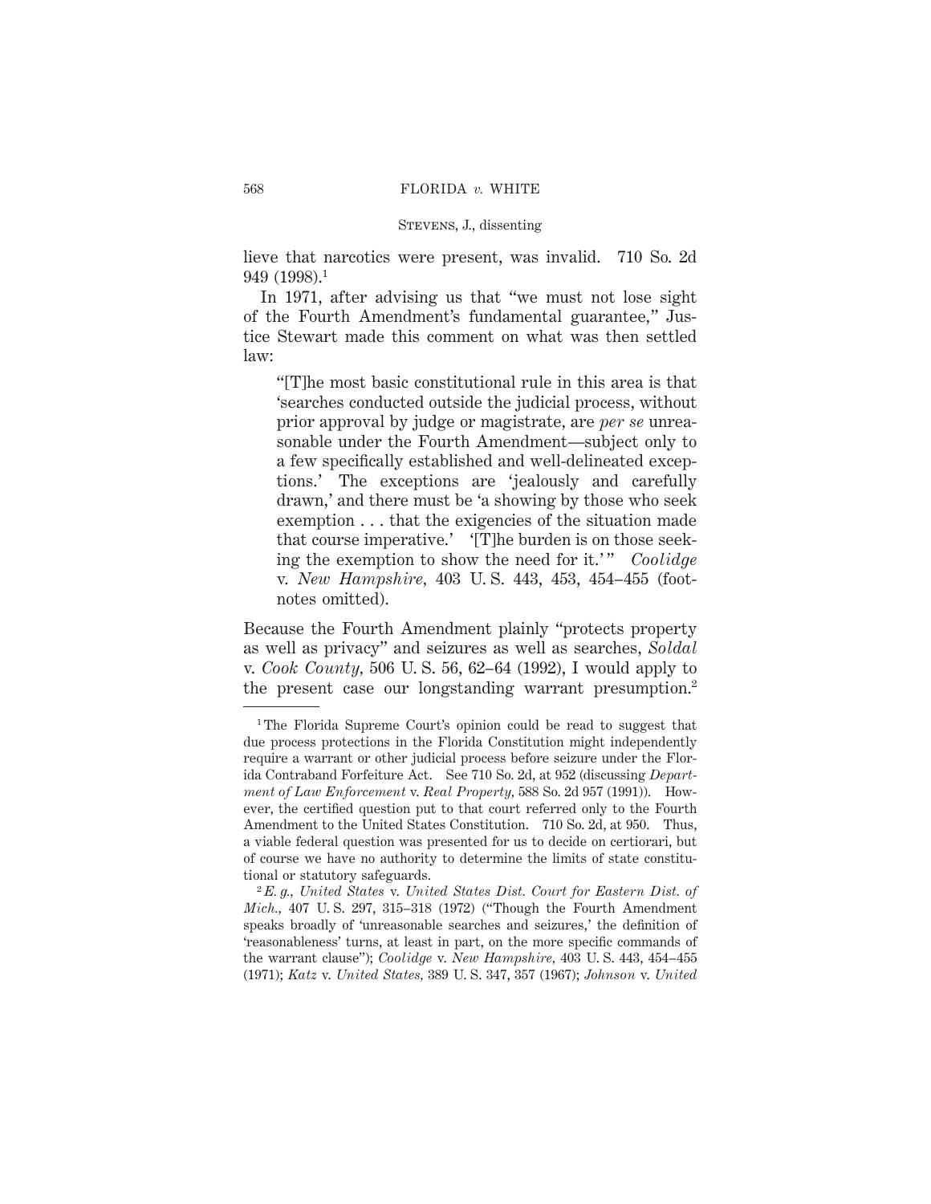lieve that narcotics were present, was invalid. 710 So. 2d 949 (1998).[1]

In 1971, after advising us that "we must not lose sight of the Fourth Amendment's fundamental guarantee," Justice Stewart made this comment on what was then settled law:

> "[T]he most basic constitutional rule in this area is that 'searches conducted outside the judicial process, without prior approval by judge or magistrate, are *per se* unreasonable under the Fourth Amendment—subject only to a few specifically established and well-delineated exceptions.' The exceptions are 'jealously and carefully drawn,' and there must be 'a showing by those who seek exemption . . . that the exigencies of the situation made that course imperative.' '[T]he burden is on those seeking the exemption to show the need for it.'" *Coolidge* v. *New Hampshire*, 403 U. S. 443, 453, 454–455 (footnotes omitted).

Because the Fourth Amendment plainly "protects property as well as privacy" and seizures as well as searches, *Soldal* v. *Cook County*, 506 U. S. 56, 62–64 (1992), I would apply to the present case our longstanding warrant presumption.[2]

---

[1] The Florida Supreme Court's opinion could be read to suggest that due process protections in the Florida Constitution might independently require a warrant or other judicial process before seizure under the Florida Contraband Forfeiture Act. See 710 So. 2d, at 952 (discussing *Department of Law Enforcement* v. *Real Property*, 588 So. 2d 957 (1991)). However, the certified question put to that court referred only to the Fourth Amendment to the United States Constitution. 710 So. 2d, at 950. Thus, a viable federal question was presented for us to decide on certiorari, but of course we have no authority to determine the limits of state constitutional or statutory safeguards.

[2] *E. g., United States* v. *United States Dist. Court for Eastern Dist. of Mich.*, 407 U. S. 297, 315–318 (1972) ("Though the Fourth Amendment speaks broadly of 'unreasonable searches and seizures,' the definition of 'reasonableness' turns, at least in part, on the more specific commands of the warrant clause"); *Coolidge* v. *New Hampshire*, 403 U. S. 443, 454–455 (1971); *Katz* v. *United States*, 389 U. S. 347, 357 (1967); *Johnson* v. *United*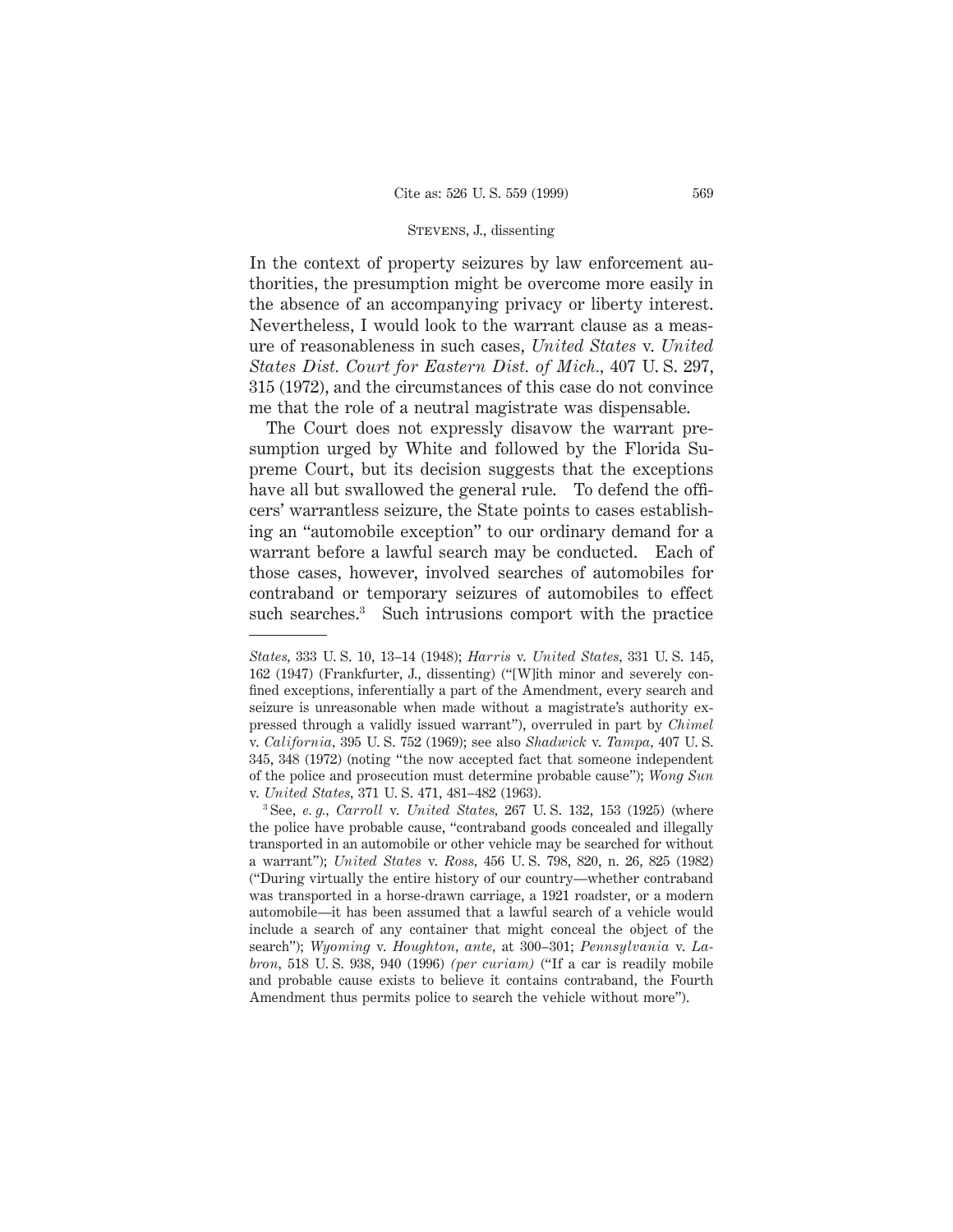In the context of property seizures by law enforcement authorities, the presumption might be overcome more easily in the absence of an accompanying privacy or liberty interest. Nevertheless, I would look to the warrant clause as a measure of reasonableness in such cases, *United States* v. *United States Dist. Court for Eastern Dist. of Mich.*, 407 U. S. 297, 315 (1972), and the circumstances of this case do not convince me that the role of a neutral magistrate was dispensable.

The Court does not expressly disavow the warrant presumption urged by White and followed by the Florida Supreme Court, but its decision suggests that the exceptions have all but swallowed the general rule. To defend the officers' warrantless seizure, the State points to cases establishing an "automobile exception" to our ordinary demand for a warrant before a lawful search may be conducted. Each of those cases, however, involved searches of automobiles for contraband or temporary seizures of automobiles to effect such searches.[3] Such intrusions comport with the practice

---

*States,* 333 U. S. 10, 13–14 (1948); *Harris* v. *United States,* 331 U. S. 145, 162 (1947) (Frankfurter, J., dissenting) ("[W]ith minor and severely confined exceptions, inferentially a part of the Amendment, every search and seizure is unreasonable when made without a magistrate's authority expressed through a validly issued warrant"), overruled in part by *Chimel* v. *California,* 395 U. S. 752 (1969); see also *Shadwick* v. *Tampa,* 407 U. S. 345, 348 (1972) (noting "the now accepted fact that someone independent of the police and prosecution must determine probable cause"); *Wong Sun* v. *United States,* 371 U. S. 471, 481–482 (1963).

[3] See, *e. g., Carroll* v. *United States,* 267 U. S. 132, 153 (1925) (where the police have probable cause, "contraband goods concealed and illegally transported in an automobile or other vehicle may be searched for without a warrant"); *United States* v. *Ross,* 456 U. S. 798, 820, n. 26, 825 (1982) ("During virtually the entire history of our country—whether contraband was transported in a horse-drawn carriage, a 1921 roadster, or a modern automobile—it has been assumed that a lawful search of a vehicle would include a search of any container that might conceal the object of the search"); *Wyoming* v. *Houghton, ante,* at 300–301; *Pennsylvania* v. *Labron,* 518 U. S. 938, 940 (1996) *(per curiam)* ("If a car is readily mobile and probable cause exists to believe it contains contraband, the Fourth Amendment thus permits police to search the vehicle without more").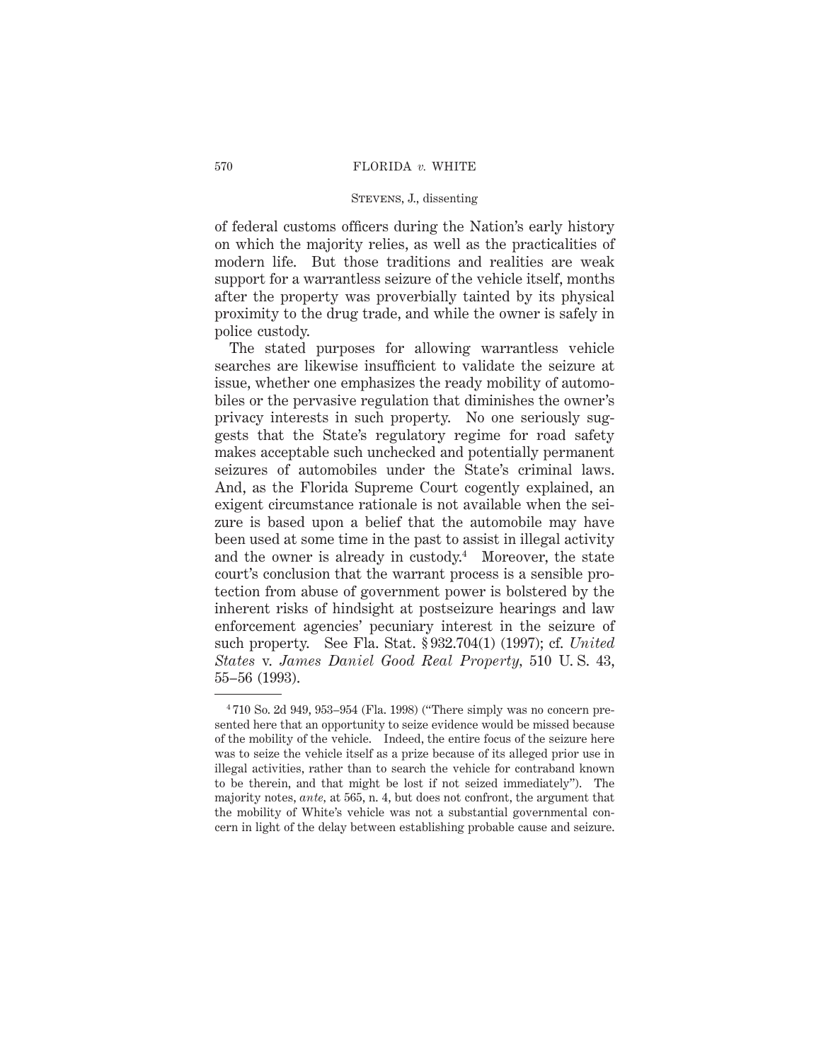of federal customs officers during the Nation's early history on which the majority relies, as well as the practicalities of modern life. But those traditions and realities are weak support for a warrantless seizure of the vehicle itself, months after the property was proverbially tainted by its physical proximity to the drug trade, and while the owner is safely in police custody.

The stated purposes for allowing warrantless vehicle searches are likewise insufficient to validate the seizure at issue, whether one emphasizes the ready mobility of automobiles or the pervasive regulation that diminishes the owner's privacy interests in such property. No one seriously suggests that the State's regulatory regime for road safety makes acceptable such unchecked and potentially permanent seizures of automobiles under the State's criminal laws. And, as the Florida Supreme Court cogently explained, an exigent circumstance rationale is not available when the seizure is based upon a belief that the automobile may have been used at some time in the past to assist in illegal activity and the owner is already in custody.[4] Moreover, the state court's conclusion that the warrant process is a sensible protection from abuse of government power is bolstered by the inherent risks of hindsight at postseizure hearings and law enforcement agencies' pecuniary interest in the seizure of such property. See Fla. Stat. § 932.704(1) (1997); cf. *United States* v. *James Daniel Good Real Property*, 510 U. S. 43, 55–56 (1993).

---

[4] 710 So. 2d 949, 953–954 (Fla. 1998) ("There simply was no concern presented here that an opportunity to seize evidence would be missed because of the mobility of the vehicle. Indeed, the entire focus of the seizure here was to seize the vehicle itself as a prize because of its alleged prior use in illegal activities, rather than to search the vehicle for contraband known to be therein, and that might be lost if not seized immediately"). The majority notes, *ante*, at 565, n. 4, but does not confront, the argument that the mobility of White's vehicle was not a substantial governmental concern in light of the delay between establishing probable cause and seizure.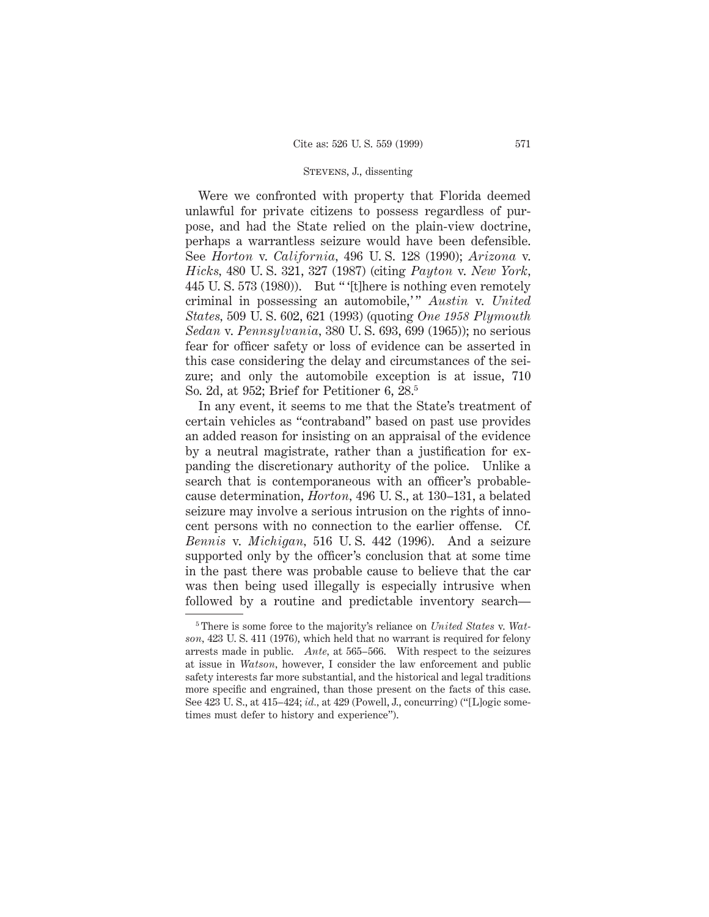Were we confronted with property that Florida deemed unlawful for private citizens to possess regardless of purpose, and had the State relied on the plain-view doctrine, perhaps a warrantless seizure would have been defensible. See *Horton* v. *California*, 496 U. S. 128 (1990); *Arizona* v. *Hicks*, 480 U. S. 321, 327 (1987) (citing *Payton* v. *New York*, 445 U. S. 573 (1980)). But " '[t]here is nothing even remotely criminal in possessing an automobile,' " *Austin* v. *United States*, 509 U. S. 602, 621 (1993) (quoting *One 1958 Plymouth Sedan* v. *Pennsylvania*, 380 U. S. 693, 699 (1965)); no serious fear for officer safety or loss of evidence can be asserted in this case considering the delay and circumstances of the seizure; and only the automobile exception is at issue, 710 So. 2d, at 952; Brief for Petitioner 6, 28.[5]

In any event, it seems to me that the State's treatment of certain vehicles as "contraband" based on past use provides an added reason for insisting on an appraisal of the evidence by a neutral magistrate, rather than a justification for expanding the discretionary authority of the police. Unlike a search that is contemporaneous with an officer's probable-cause determination, *Horton*, 496 U. S., at 130–131, a belated seizure may involve a serious intrusion on the rights of innocent persons with no connection to the earlier offense. Cf. *Bennis* v. *Michigan*, 516 U. S. 442 (1996). And a seizure supported only by the officer's conclusion that at some time in the past there was probable cause to believe that the car was then being used illegally is especially intrusive when followed by a routine and predictable inventory search—

[5] There is some force to the majority's reliance on *United States* v. *Watson*, 423 U. S. 411 (1976), which held that no warrant is required for felony arrests made in public. *Ante*, at 565–566. With respect to the seizures at issue in *Watson*, however, I consider the law enforcement and public safety interests far more substantial, and the historical and legal traditions more specific and engrained, than those present on the facts of this case. See 423 U. S., at 415–424; *id.*, at 429 (Powell, J., concurring) ("[L]ogic sometimes must defer to history and experience").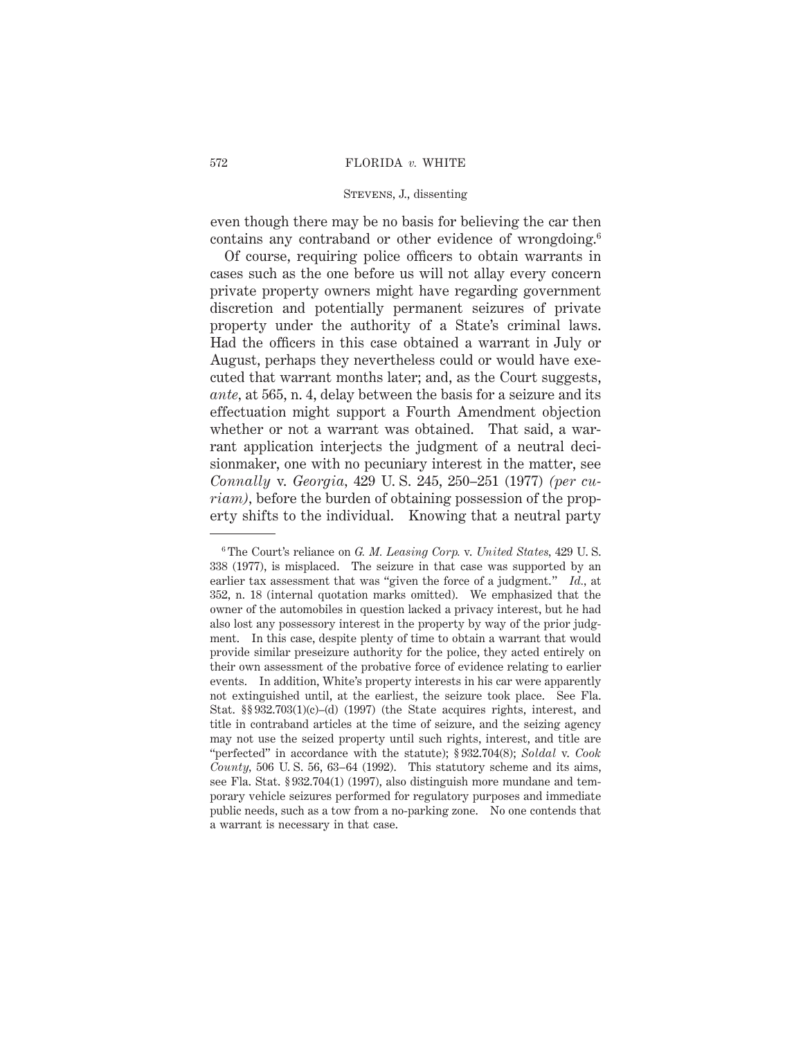even though there may be no basis for believing the car then contains any contraband or other evidence of wrongdoing.[6]

Of course, requiring police officers to obtain warrants in cases such as the one before us will not allay every concern private property owners might have regarding government discretion and potentially permanent seizures of private property under the authority of a State's criminal laws. Had the officers in this case obtained a warrant in July or August, perhaps they nevertheless could or would have executed that warrant months later; and, as the Court suggests, *ante*, at 565, n. 4, delay between the basis for a seizure and its effectuation might support a Fourth Amendment objection whether or not a warrant was obtained. That said, a warrant application interjects the judgment of a neutral decisionmaker, one with no pecuniary interest in the matter, see *Connally* v. *Georgia*, 429 U. S. 245, 250–251 (1977) *(per curiam)*, before the burden of obtaining possession of the property shifts to the individual. Knowing that a neutral party

---

[6] The Court's reliance on *G. M. Leasing Corp.* v. *United States*, 429 U. S. 338 (1977), is misplaced. The seizure in that case was supported by an earlier tax assessment that was "given the force of a judgment." *Id.*, at 352, n. 18 (internal quotation marks omitted). We emphasized that the owner of the automobiles in question lacked a privacy interest, but he had also lost any possessory interest in the property by way of the prior judgment. In this case, despite plenty of time to obtain a warrant that would provide similar preseizure authority for the police, they acted entirely on their own assessment of the probative force of evidence relating to earlier events. In addition, White's property interests in his car were apparently not extinguished until, at the earliest, the seizure took place. See Fla. Stat. §§ 932.703(1)(c)–(d) (1997) (the State acquires rights, interest, and title in contraband articles at the time of seizure, and the seizing agency may not use the seized property until such rights, interest, and title are "perfected" in accordance with the statute); § 932.704(8); *Soldal* v. *Cook County*, 506 U. S. 56, 63–64 (1992). This statutory scheme and its aims, see Fla. Stat. § 932.704(1) (1997), also distinguish more mundane and temporary vehicle seizures performed for regulatory purposes and immediate public needs, such as a tow from a no-parking zone. No one contends that a warrant is necessary in that case.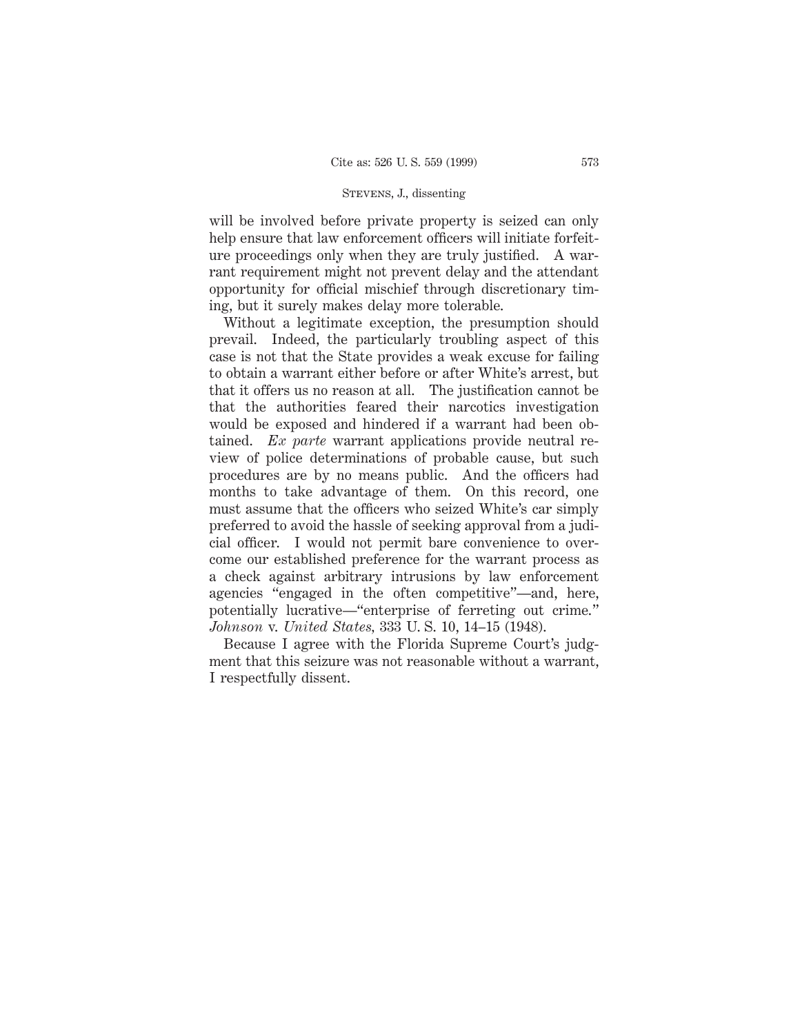will be involved before private property is seized can only help ensure that law enforcement officers will initiate forfeiture proceedings only when they are truly justified. A warrant requirement might not prevent delay and the attendant opportunity for official mischief through discretionary timing, but it surely makes delay more tolerable.

Without a legitimate exception, the presumption should prevail. Indeed, the particularly troubling aspect of this case is not that the State provides a weak excuse for failing to obtain a warrant either before or after White's arrest, but that it offers us no reason at all. The justification cannot be that the authorities feared their narcotics investigation would be exposed and hindered if a warrant had been obtained. *Ex parte* warrant applications provide neutral review of police determinations of probable cause, but such procedures are by no means public. And the officers had months to take advantage of them. On this record, one must assume that the officers who seized White's car simply preferred to avoid the hassle of seeking approval from a judicial officer. I would not permit bare convenience to overcome our established preference for the warrant process as a check against arbitrary intrusions by law enforcement agencies "engaged in the often competitive"—and, here, potentially lucrative—"enterprise of ferreting out crime." *Johnson* v. *United States*, 333 U. S. 10, 14–15 (1948).

Because I agree with the Florida Supreme Court's judgment that this seizure was not reasonable without a warrant, I respectfully dissent.